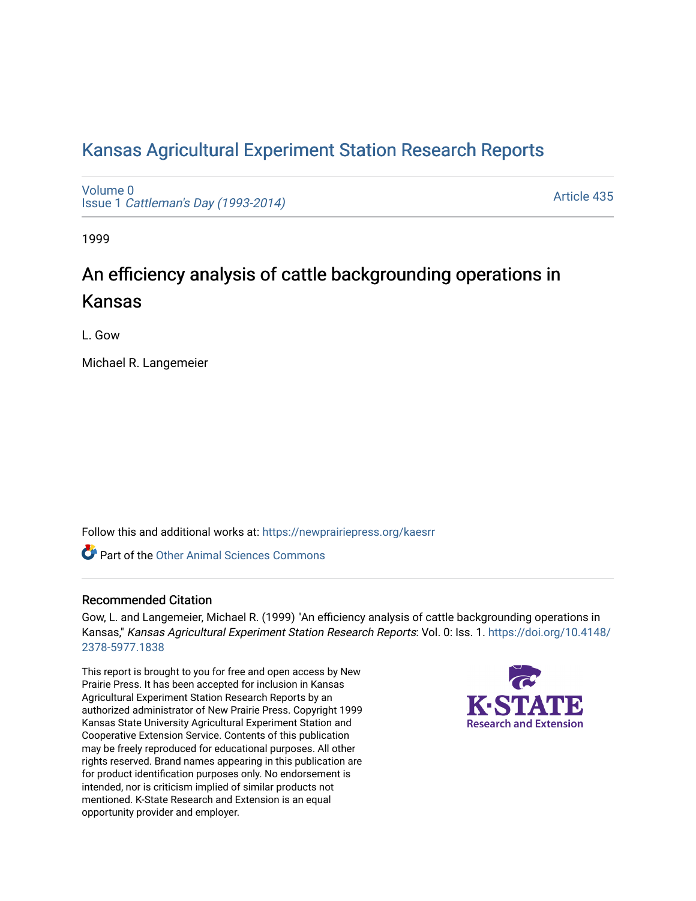# Kansas Agricultural Experiment Station Research Reports

Volume 0
Issue 1 *Cattleman's Day (1993-2014)*

Article 435

1999

## An efficiency analysis of cattle backgrounding operations in Kansas

L. Gow

Michael R. Langemeier

Follow this and additional works at: https://newprairiepress.org/kaesrr

Part of the Other Animal Sciences Commons

### Recommended Citation

Gow, L. and Langemeier, Michael R. (1999) "An efficiency analysis of cattle backgrounding operations in Kansas," *Kansas Agricultural Experiment Station Research Reports*: Vol. 0: Iss. 1. https://doi.org/10.4148/2378-5977.1838

This report is brought to you for free and open access by New Prairie Press. It has been accepted for inclusion in Kansas Agricultural Experiment Station Research Reports by an authorized administrator of New Prairie Press. Copyright 1999 Kansas State University Agricultural Experiment Station and Cooperative Extension Service. Contents of this publication may be freely reproduced for educational purposes. All other rights reserved. Brand names appearing in this publication are for product identification purposes only. No endorsement is intended, nor is criticism implied of similar products not mentioned. K-State Research and Extension is an equal opportunity provider and employer.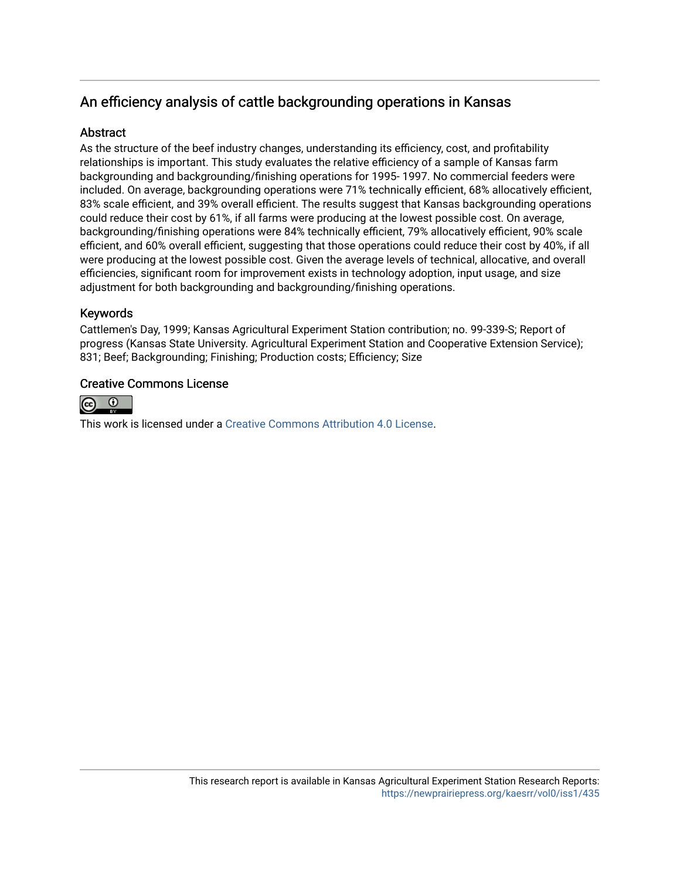## An efficiency analysis of cattle backgrounding operations in Kansas

### Abstract

As the structure of the beef industry changes, understanding its efficiency, cost, and profitability relationships is important. This study evaluates the relative efficiency of a sample of Kansas farm backgrounding and backgrounding/finishing operations for 1995- 1997. No commercial feeders were included. On average, backgrounding operations were 71% technically efficient, 68% allocatively efficient, 83% scale efficient, and 39% overall efficient. The results suggest that Kansas backgrounding operations could reduce their cost by 61%, if all farms were producing at the lowest possible cost. On average, backgrounding/finishing operations were 84% technically efficient, 79% allocatively efficient, 90% scale efficient, and 60% overall efficient, suggesting that those operations could reduce their cost by 40%, if all were producing at the lowest possible cost. Given the average levels of technical, allocative, and overall efficiencies, significant room for improvement exists in technology adoption, input usage, and size adjustment for both backgrounding and backgrounding/finishing operations.

### Keywords

Cattlemen's Day, 1999; Kansas Agricultural Experiment Station contribution; no. 99-339-S; Report of progress (Kansas State University. Agricultural Experiment Station and Cooperative Extension Service); 831; Beef; Backgrounding; Finishing; Production costs; Efficiency; Size

### Creative Commons License

This work is licensed under a Creative Commons Attribution 4.0 License.

This research report is available in Kansas Agricultural Experiment Station Research Reports: https://newprairiepress.org/kaesrr/vol0/iss1/435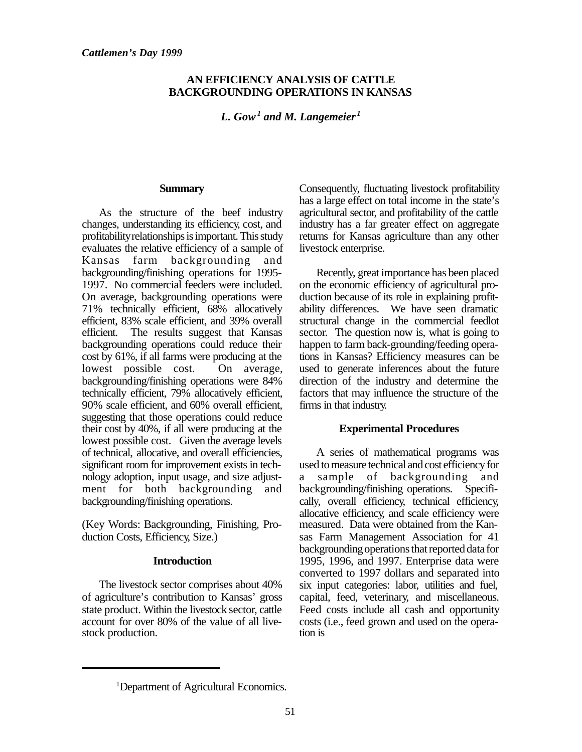*Cattlemen's Day 1999*

# AN EFFICIENCY ANALYSIS OF CATTLE BACKGROUNDING OPERATIONS IN KANSAS

***L. Gow*** [1] ***and M. Langemeier*** [1]

## Summary

As the structure of the beef industry changes, understanding its efficiency, cost, and profitability relationships is important. This study evaluates the relative efficiency of a sample of Kansas farm backgrounding and backgrounding/finishing operations for 1995-1997. No commercial feeders were included. On average, backgrounding operations were 71% technically efficient, 68% allocatively efficient, 83% scale efficient, and 39% overall efficient. The results suggest that Kansas backgrounding operations could reduce their cost by 61%, if all farms were producing at the lowest possible cost. On average, backgrounding/finishing operations were 84% technically efficient, 79% allocatively efficient, 90% scale efficient, and 60% overall efficient, suggesting that those operations could reduce their cost by 40%, if all were producing at the lowest possible cost. Given the average levels of technical, allocative, and overall efficiencies, significant room for improvement exists in technology adoption, input usage, and size adjustment for both backgrounding and backgrounding/finishing operations.

(Key Words: Backgrounding, Finishing, Production Costs, Efficiency, Size.)

## Introduction

The livestock sector comprises about 40% of agriculture's contribution to Kansas' gross state product. Within the livestock sector, cattle account for over 80% of the value of all livestock production. Consequently, fluctuating livestock profitability has a large effect on total income in the state's agricultural sector, and profitability of the cattle industry has a far greater effect on aggregate returns for Kansas agriculture than any other livestock enterprise.

Recently, great importance has been placed on the economic efficiency of agricultural production because of its role in explaining profitability differences. We have seen dramatic structural change in the commercial feedlot sector. The question now is, what is going to happen to farm back-grounding/feeding operations in Kansas? Efficiency measures can be used to generate inferences about the future direction of the industry and determine the factors that may influence the structure of the firms in that industry.

## Experimental Procedures

A series of mathematical programs was used to measure technical and cost efficiency for a sample of backgrounding and backgrounding/finishing operations. Specifically, overall efficiency, technical efficiency, allocative efficiency, and scale efficiency were measured. Data were obtained from the Kansas Farm Management Association for 41 backgrounding operations that reported data for 1995, 1996, and 1997. Enterprise data were converted to 1997 dollars and separated into six input categories: labor, utilities and fuel, capital, feed, veterinary, and miscellaneous. Feed costs include all cash and opportunity costs (i.e., feed grown and used on the operation is

[1] Department of Agricultural Economics.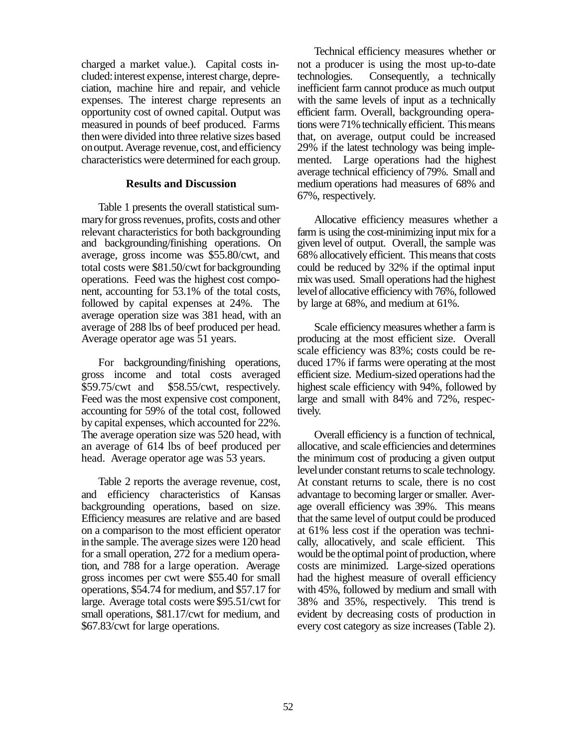charged a market value.). Capital costs included: interest expense, interest charge, depreciation, machine hire and repair, and vehicle expenses. The interest charge represents an opportunity cost of owned capital. Output was measured in pounds of beef produced. Farms then were divided into three relative sizes based on output. Average revenue, cost, and efficiency characteristics were determined for each group.

## Results and Discussion

Table 1 presents the overall statistical summary for gross revenues, profits, costs and other relevant characteristics for both backgrounding and backgrounding/finishing operations. On average, gross income was $55.80/cwt, and total costs were $81.50/cwt for backgrounding operations. Feed was the highest cost component, accounting for 53.1% of the total costs, followed by capital expenses at 24%. The average operation size was 381 head, with an average of 288 lbs of beef produced per head. Average operator age was 51 years.

For backgrounding/finishing operations, gross income and total costs averaged $59.75/cwt and $58.55/cwt, respectively. Feed was the most expensive cost component, accounting for 59% of the total cost, followed by capital expenses, which accounted for 22%. The average operation size was 520 head, with an average of 614 lbs of beef produced per head. Average operator age was 53 years.

Table 2 reports the average revenue, cost, and efficiency characteristics of Kansas backgrounding operations, based on size. Efficiency measures are relative and are based on a comparison to the most efficient operator in the sample. The average sizes were 120 head for a small operation, 272 for a medium operation, and 788 for a large operation. Average gross incomes per cwt were $55.40 for small operations, $54.74 for medium, and $57.17 for large. Average total costs were $95.51/cwt for small operations, $81.17/cwt for medium, and $67.83/cwt for large operations.

Technical efficiency measures whether or not a producer is using the most up-to-date technologies. Consequently, a technically inefficient farm cannot produce as much output with the same levels of input as a technically efficient farm. Overall, backgrounding operations were 71% technically efficient. This means that, on average, output could be increased 29% if the latest technology was being implemented. Large operations had the highest average technical efficiency of 79%. Small and medium operations had measures of 68% and 67%, respectively.

Allocative efficiency measures whether a farm is using the cost-minimizing input mix for a given level of output. Overall, the sample was 68% allocatively efficient. This means that costs could be reduced by 32% if the optimal input mix was used. Small operations had the highest level of allocative efficiency with 76%, followed by large at 68%, and medium at 61%.

Scale efficiency measures whether a farm is producing at the most efficient size. Overall scale efficiency was 83%; costs could be reduced 17% if farms were operating at the most efficient size. Medium-sized operations had the highest scale efficiency with 94%, followed by large and small with 84% and 72%, respectively.

Overall efficiency is a function of technical, allocative, and scale efficiencies and determines the minimum cost of producing a given output level under constant returns to scale technology. At constant returns to scale, there is no cost advantage to becoming larger or smaller. Average overall efficiency was 39%. This means that the same level of output could be produced at 61% less cost if the operation was technically, allocatively, and scale efficient. This would be the optimal point of production, where costs are minimized. Large-sized operations had the highest measure of overall efficiency with 45%, followed by medium and small with 38% and 35%, respectively. This trend is evident by decreasing costs of production in every cost category as size increases (Table 2).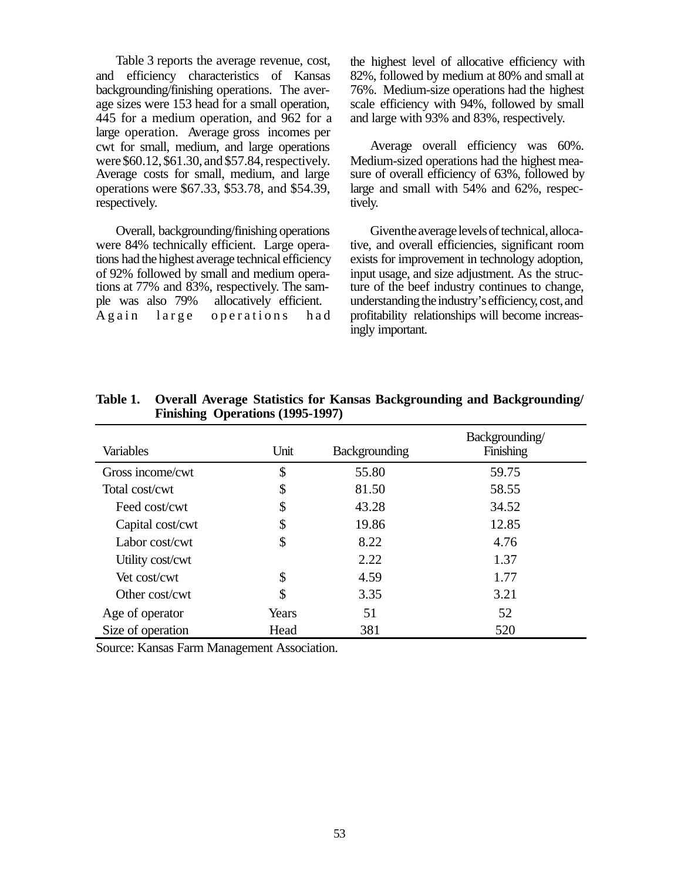Table 3 reports the average revenue, cost, and efficiency characteristics of Kansas backgrounding/finishing operations. The average sizes were 153 head for a small operation, 445 for a medium operation, and 962 for a large operation. Average gross incomes per cwt for small, medium, and large operations were $60.12, $61.30, and $57.84, respectively. Average costs for small, medium, and large operations were $67.33, $53.78, and $54.39, respectively.

Overall, backgrounding/finishing operations were 84% technically efficient. Large operations had the highest average technical efficiency of 92% followed by small and medium operations at 77% and 83%, respectively. The sample was also 79% allocatively efficient. Again large operations had the highest level of allocative efficiency with 82%, followed by medium at 80% and small at 76%. Medium-size operations had the highest scale efficiency with 94%, followed by small and large with 93% and 83%, respectively.

Average overall efficiency was 60%. Medium-sized operations had the highest measure of overall efficiency of 63%, followed by large and small with 54% and 62%, respectively.

Given the average levels of technical, allocative, and overall efficiencies, significant room exists for improvement in technology adoption, input usage, and size adjustment. As the structure of the beef industry continues to change, understanding the industry's efficiency, cost, and profitability relationships will become increasingly important.

**Table 1. Overall Average Statistics for Kansas Backgrounding and Backgrounding/ Finishing Operations (1995-1997)**

| Variables | Unit | Backgrounding | Backgrounding/ Finishing |
|---|---|---|---|
| Gross income/cwt | $ | 55.80 | 59.75 |
| Total cost/cwt | $ | 81.50 | 58.55 |
| Feed cost/cwt | $ | 43.28 | 34.52 |
| Capital cost/cwt | $ | 19.86 | 12.85 |
| Labor cost/cwt | $ | 8.22 | 4.76 |
| Utility cost/cwt | | 2.22 | 1.37 |
| Vet cost/cwt | $ | 4.59 | 1.77 |
| Other cost/cwt | $ | 3.35 | 3.21 |
| Age of operator | Years | 51 | 52 |
| Size of operation | Head | 381 | 520 |

Source: Kansas Farm Management Association.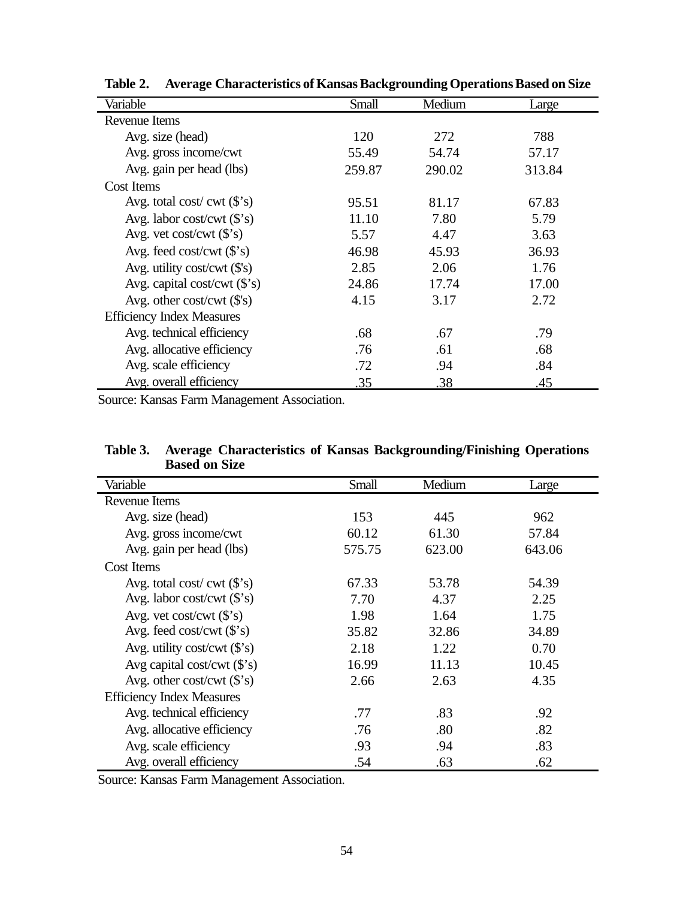**Table 2. Average Characteristics of Kansas Backgrounding Operations Based on Size**

| Variable | Small | Medium | Large |
|---|---|---|---|
| Revenue Items | | | |
| Avg. size (head) | 120 | 272 | 788 |
| Avg. gross income/cwt | 55.49 | 54.74 | 57.17 |
| Avg. gain per head (lbs) | 259.87 | 290.02 | 313.84 |
| Cost Items | | | |
| Avg. total cost/ cwt ($'s) | 95.51 | 81.17 | 67.83 |
| Avg. labor cost/cwt ($'s) | 11.10 | 7.80 | 5.79 |
| Avg. vet cost/cwt ($'s) | 5.57 | 4.47 | 3.63 |
| Avg. feed cost/cwt ($'s) | 46.98 | 45.93 | 36.93 |
| Avg. utility cost/cwt ($'s) | 2.85 | 2.06 | 1.76 |
| Avg. capital cost/cwt ($'s) | 24.86 | 17.74 | 17.00 |
| Avg. other cost/cwt ($'s) | 4.15 | 3.17 | 2.72 |
| Efficiency Index Measures | | | |
| Avg. technical efficiency | .68 | .67 | .79 |
| Avg. allocative efficiency | .76 | .61 | .68 |
| Avg. scale efficiency | .72 | .94 | .84 |
| Avg. overall efficiency | .35 | .38 | .45 |

Source: Kansas Farm Management Association.

**Table 3. Average Characteristics of Kansas Backgrounding/Finishing Operations Based on Size**

| Variable | Small | Medium | Large |
|---|---|---|---|
| Revenue Items | | | |
| Avg. size (head) | 153 | 445 | 962 |
| Avg. gross income/cwt | 60.12 | 61.30 | 57.84 |
| Avg. gain per head (lbs) | 575.75 | 623.00 | 643.06 |
| Cost Items | | | |
| Avg. total cost/ cwt ($'s) | 67.33 | 53.78 | 54.39 |
| Avg. labor cost/cwt ($'s) | 7.70 | 4.37 | 2.25 |
| Avg. vet cost/cwt ($'s) | 1.98 | 1.64 | 1.75 |
| Avg. feed cost/cwt ($'s) | 35.82 | 32.86 | 34.89 |
| Avg. utility cost/cwt ($'s) | 2.18 | 1.22 | 0.70 |
| Avg capital cost/cwt ($'s) | 16.99 | 11.13 | 10.45 |
| Avg. other cost/cwt ($'s) | 2.66 | 2.63 | 4.35 |
| Efficiency Index Measures | | | |
| Avg. technical efficiency | .77 | .83 | .92 |
| Avg. allocative efficiency | .76 | .80 | .82 |
| Avg. scale efficiency | .93 | .94 | .83 |
| Avg. overall efficiency | .54 | .63 | .62 |

Source: Kansas Farm Management Association.